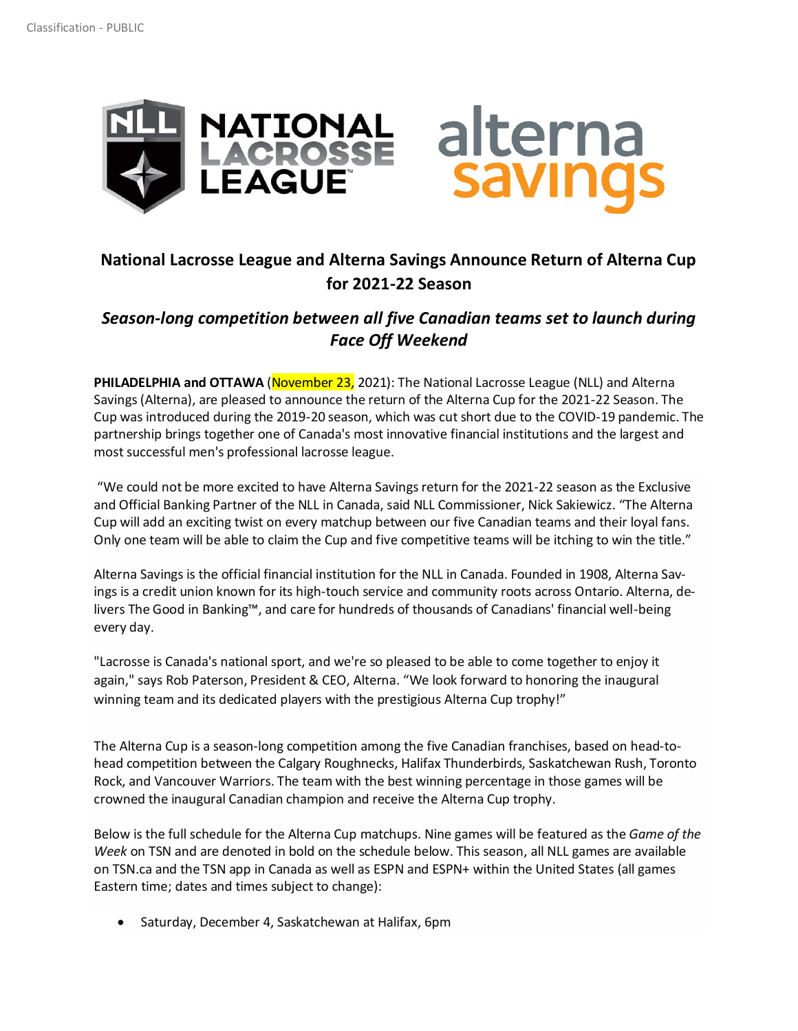Classification - PUBLIC

# National Lacrosse League and Alterna Savings Announce Return of Alterna Cup for 2021-22 Season

## *Season-long competition between all five Canadian teams set to launch during Face Off Weekend*

**PHILADELPHIA and OTTAWA** (November 23, 2021): The National Lacrosse League (NLL) and Alterna Savings (Alterna), are pleased to announce the return of the Alterna Cup for the 2021-22 Season. The Cup was introduced during the 2019-20 season, which was cut short due to the COVID-19 pandemic. The partnership brings together one of Canada's most innovative financial institutions and the largest and most successful men's professional lacrosse league.

"We could not be more excited to have Alterna Savings return for the 2021-22 season as the Exclusive and Official Banking Partner of the NLL in Canada, said NLL Commissioner, Nick Sakiewicz. "The Alterna Cup will add an exciting twist on every matchup between our five Canadian teams and their loyal fans. Only one team will be able to claim the Cup and five competitive teams will be itching to win the title."

Alterna Savings is the official financial institution for the NLL in Canada. Founded in 1908, Alterna Savings is a credit union known for its high-touch service and community roots across Ontario. Alterna, delivers The Good in Banking™, and care for hundreds of thousands of Canadians' financial well-being every day.

"Lacrosse is Canada's national sport, and we're so pleased to be able to come together to enjoy it again," says Rob Paterson, President & CEO, Alterna. "We look forward to honoring the inaugural winning team and its dedicated players with the prestigious Alterna Cup trophy!"

The Alterna Cup is a season-long competition among the five Canadian franchises, based on head-to-head competition between the Calgary Roughnecks, Halifax Thunderbirds, Saskatchewan Rush, Toronto Rock, and Vancouver Warriors. The team with the best winning percentage in those games will be crowned the inaugural Canadian champion and receive the Alterna Cup trophy.

Below is the full schedule for the Alterna Cup matchups. Nine games will be featured as the *Game of the Week* on TSN and are denoted in bold on the schedule below. This season, all NLL games are available on TSN.ca and the TSN app in Canada as well as ESPN and ESPN+ within the United States (all games Eastern time; dates and times subject to change):

- Saturday, December 4, Saskatchewan at Halifax, 6pm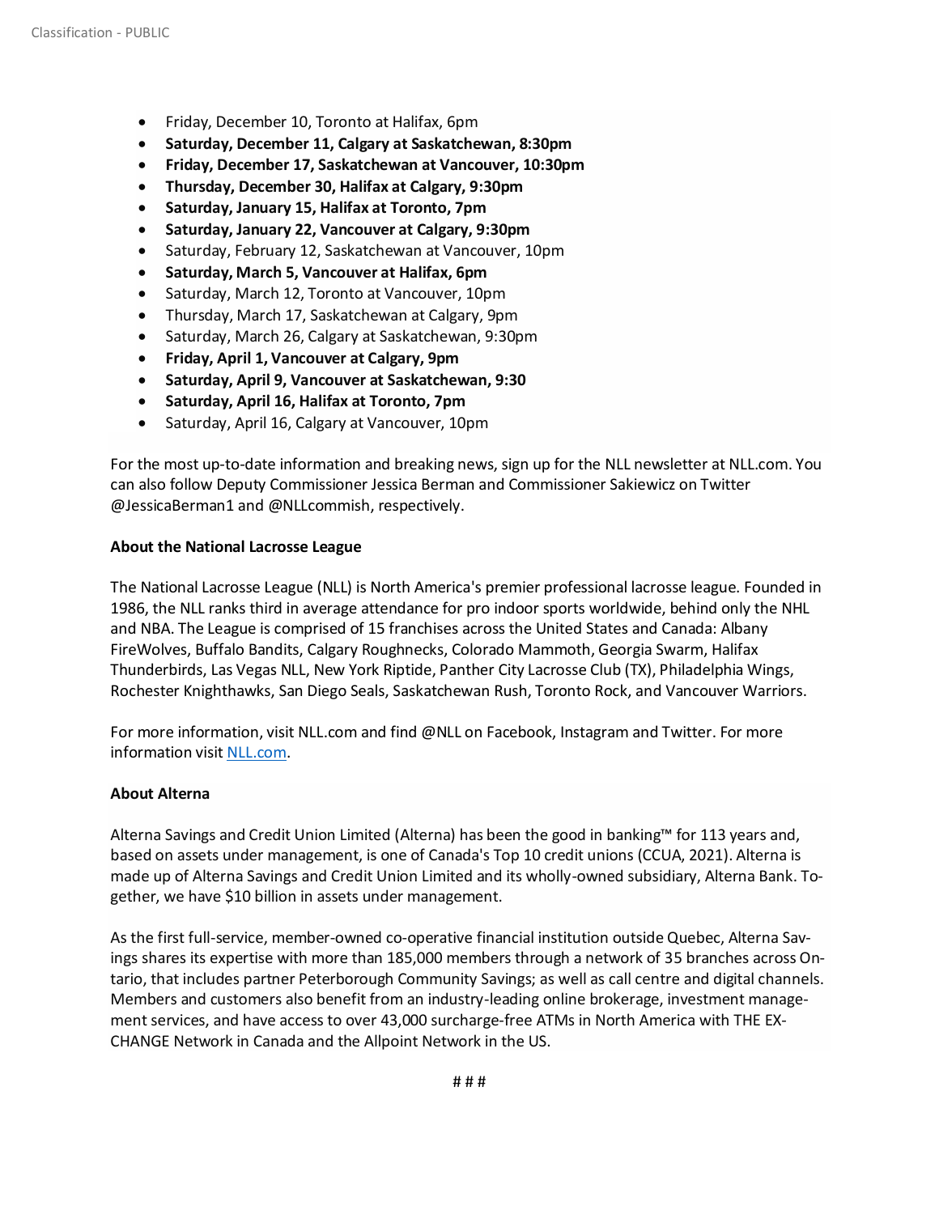- Friday, December 10, Toronto at Halifax, 6pm
- **Saturday, December 11, Calgary at Saskatchewan, 8:30pm**
- **Friday, December 17, Saskatchewan at Vancouver, 10:30pm**
- **Thursday, December 30, Halifax at Calgary, 9:30pm**
- **Saturday, January 15, Halifax at Toronto, 7pm**
- **Saturday, January 22, Vancouver at Calgary, 9:30pm**
- Saturday, February 12, Saskatchewan at Vancouver, 10pm
- **Saturday, March 5, Vancouver at Halifax, 6pm**
- Saturday, March 12, Toronto at Vancouver, 10pm
- Thursday, March 17, Saskatchewan at Calgary, 9pm
- Saturday, March 26, Calgary at Saskatchewan, 9:30pm
- **Friday, April 1, Vancouver at Calgary, 9pm**
- **Saturday, April 9, Vancouver at Saskatchewan, 9:30**
- **Saturday, April 16, Halifax at Toronto, 7pm**
- Saturday, April 16, Calgary at Vancouver, 10pm

For the most up-to-date information and breaking news, sign up for the NLL newsletter at NLL.com. You can also follow Deputy Commissioner Jessica Berman and Commissioner Sakiewicz on Twitter @JessicaBerman1 and @NLLcommish, respectively.

**About the National Lacrosse League**

The National Lacrosse League (NLL) is North America's premier professional lacrosse league. Founded in 1986, the NLL ranks third in average attendance for pro indoor sports worldwide, behind only the NHL and NBA. The League is comprised of 15 franchises across the United States and Canada: Albany FireWolves, Buffalo Bandits, Calgary Roughnecks, Colorado Mammoth, Georgia Swarm, Halifax Thunderbirds, Las Vegas NLL, New York Riptide, Panther City Lacrosse Club (TX), Philadelphia Wings, Rochester Knighthawks, San Diego Seals, Saskatchewan Rush, Toronto Rock, and Vancouver Warriors.

For more information, visit NLL.com and find @NLL on Facebook, Instagram and Twitter. For more information visit [NLL.com](NLL.com).

**About Alterna**

Alterna Savings and Credit Union Limited (Alterna) has been the good in banking™ for 113 years and, based on assets under management, is one of Canada's Top 10 credit unions (CCUA, 2021). Alterna is made up of Alterna Savings and Credit Union Limited and its wholly-owned subsidiary, Alterna Bank. Together, we have $10 billion in assets under management.

As the first full-service, member-owned co-operative financial institution outside Quebec, Alterna Savings shares its expertise with more than 185,000 members through a network of 35 branches across Ontario, that includes partner Peterborough Community Savings; as well as call centre and digital channels. Members and customers also benefit from an industry-leading online brokerage, investment management services, and have access to over 43,000 surcharge-free ATMs in North America with THE EXCHANGE Network in Canada and the Allpoint Network in the US.

# # #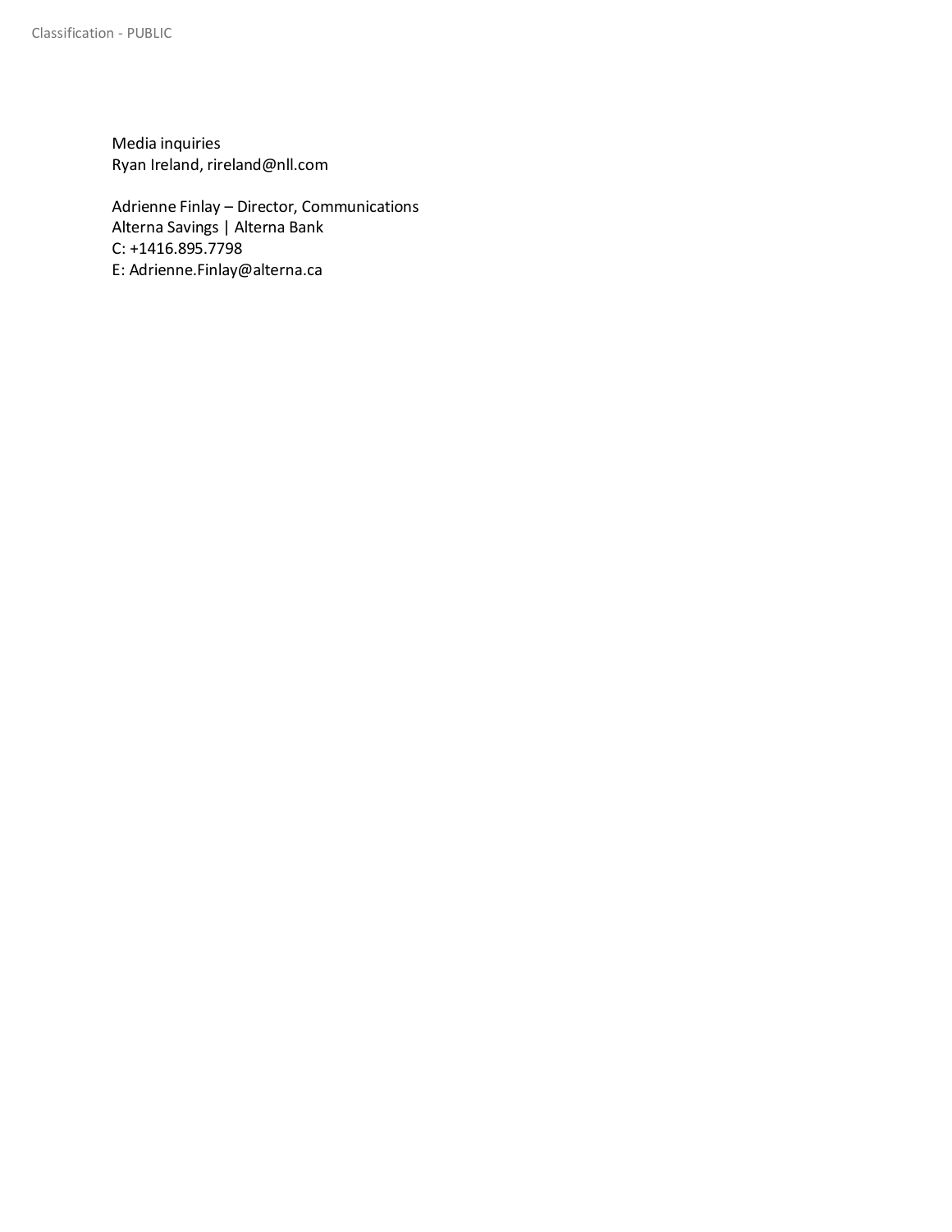Media inquiries
Ryan Ireland, rireland@nll.com

Adrienne Finlay – Director, Communications
Alterna Savings | Alterna Bank
C: +1416.895.7798
E: Adrienne.Finlay@alterna.ca